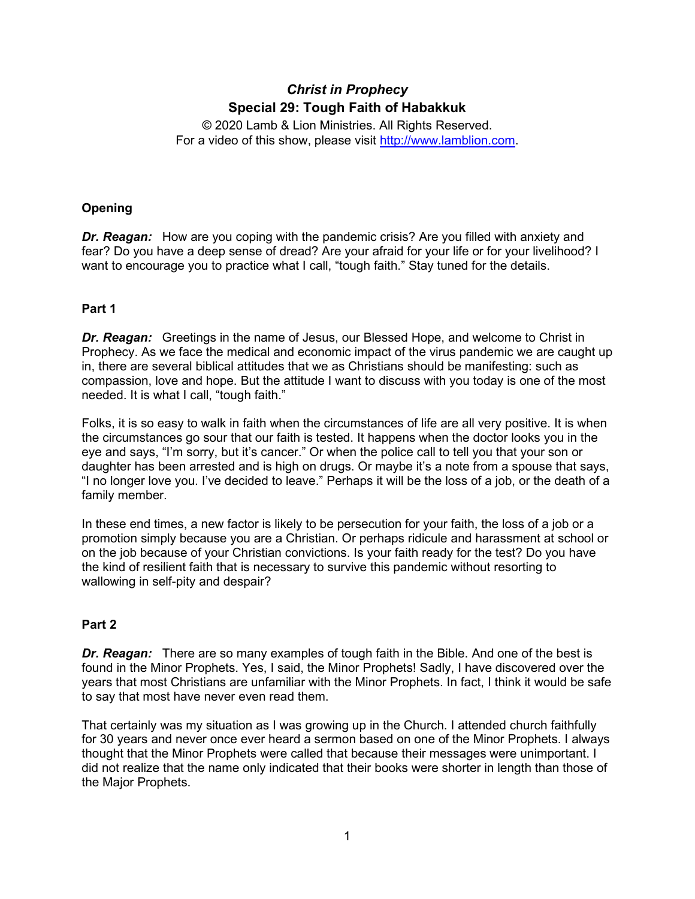# *Christ in Prophecy*

## Special 29: Tough Faith of Habakkuk

© 2020 Lamb & Lion Ministries. All Rights Reserved.
For a video of this show, please visit http://www.lamblion.com.

### Opening

***Dr. Reagan:*** How are you coping with the pandemic crisis? Are you filled with anxiety and fear? Do you have a deep sense of dread? Are your afraid for your life or for your livelihood? I want to encourage you to practice what I call, "tough faith." Stay tuned for the details.

### Part 1

***Dr. Reagan:*** Greetings in the name of Jesus, our Blessed Hope, and welcome to Christ in Prophecy. As we face the medical and economic impact of the virus pandemic we are caught up in, there are several biblical attitudes that we as Christians should be manifesting: such as compassion, love and hope. But the attitude I want to discuss with you today is one of the most needed. It is what I call, "tough faith."

Folks, it is so easy to walk in faith when the circumstances of life are all very positive. It is when the circumstances go sour that our faith is tested. It happens when the doctor looks you in the eye and says, "I'm sorry, but it's cancer." Or when the police call to tell you that your son or daughter has been arrested and is high on drugs. Or maybe it's a note from a spouse that says, "I no longer love you. I've decided to leave." Perhaps it will be the loss of a job, or the death of a family member.

In these end times, a new factor is likely to be persecution for your faith, the loss of a job or a promotion simply because you are a Christian. Or perhaps ridicule and harassment at school or on the job because of your Christian convictions. Is your faith ready for the test? Do you have the kind of resilient faith that is necessary to survive this pandemic without resorting to wallowing in self-pity and despair?

### Part 2

***Dr. Reagan:*** There are so many examples of tough faith in the Bible. And one of the best is found in the Minor Prophets. Yes, I said, the Minor Prophets! Sadly, I have discovered over the years that most Christians are unfamiliar with the Minor Prophets. In fact, I think it would be safe to say that most have never even read them.

That certainly was my situation as I was growing up in the Church. I attended church faithfully for 30 years and never once ever heard a sermon based on one of the Minor Prophets. I always thought that the Minor Prophets were called that because their messages were unimportant. I did not realize that the name only indicated that their books were shorter in length than those of the Major Prophets.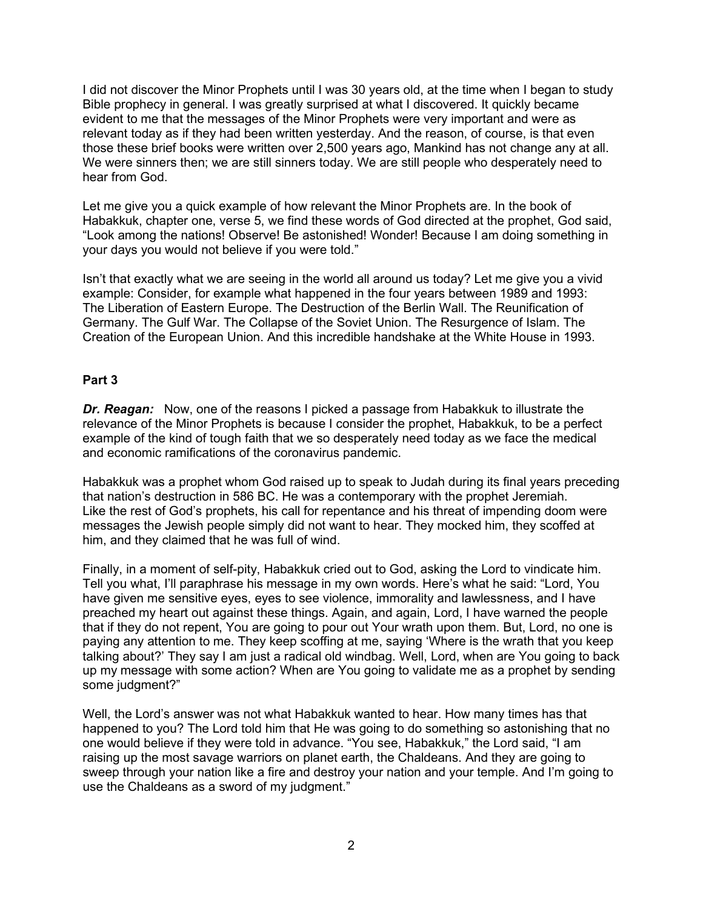I did not discover the Minor Prophets until I was 30 years old, at the time when I began to study Bible prophecy in general. I was greatly surprised at what I discovered. It quickly became evident to me that the messages of the Minor Prophets were very important and were as relevant today as if they had been written yesterday. And the reason, of course, is that even those these brief books were written over 2,500 years ago, Mankind has not change any at all. We were sinners then; we are still sinners today. We are still people who desperately need to hear from God.

Let me give you a quick example of how relevant the Minor Prophets are. In the book of Habakkuk, chapter one, verse 5, we find these words of God directed at the prophet, God said, "Look among the nations! Observe! Be astonished! Wonder! Because I am doing something in your days you would not believe if you were told."

Isn't that exactly what we are seeing in the world all around us today? Let me give you a vivid example: Consider, for example what happened in the four years between 1989 and 1993: The Liberation of Eastern Europe. The Destruction of the Berlin Wall. The Reunification of Germany. The Gulf War. The Collapse of the Soviet Union. The Resurgence of Islam. The Creation of the European Union. And this incredible handshake at the White House in 1993.

**Part 3**

***Dr. Reagan:*** Now, one of the reasons I picked a passage from Habakkuk to illustrate the relevance of the Minor Prophets is because I consider the prophet, Habakkuk, to be a perfect example of the kind of tough faith that we so desperately need today as we face the medical and economic ramifications of the coronavirus pandemic.

Habakkuk was a prophet whom God raised up to speak to Judah during its final years preceding that nation's destruction in 586 BC. He was a contemporary with the prophet Jeremiah. Like the rest of God's prophets, his call for repentance and his threat of impending doom were messages the Jewish people simply did not want to hear. They mocked him, they scoffed at him, and they claimed that he was full of wind.

Finally, in a moment of self-pity, Habakkuk cried out to God, asking the Lord to vindicate him. Tell you what, I'll paraphrase his message in my own words. Here's what he said: "Lord, You have given me sensitive eyes, eyes to see violence, immorality and lawlessness, and I have preached my heart out against these things. Again, and again, Lord, I have warned the people that if they do not repent, You are going to pour out Your wrath upon them. But, Lord, no one is paying any attention to me. They keep scoffing at me, saying 'Where is the wrath that you keep talking about?' They say I am just a radical old windbag. Well, Lord, when are You going to back up my message with some action? When are You going to validate me as a prophet by sending some judgment?"

Well, the Lord's answer was not what Habakkuk wanted to hear. How many times has that happened to you? The Lord told him that He was going to do something so astonishing that no one would believe if they were told in advance. "You see, Habakkuk," the Lord said, "I am raising up the most savage warriors on planet earth, the Chaldeans. And they are going to sweep through your nation like a fire and destroy your nation and your temple. And I'm going to use the Chaldeans as a sword of my judgment."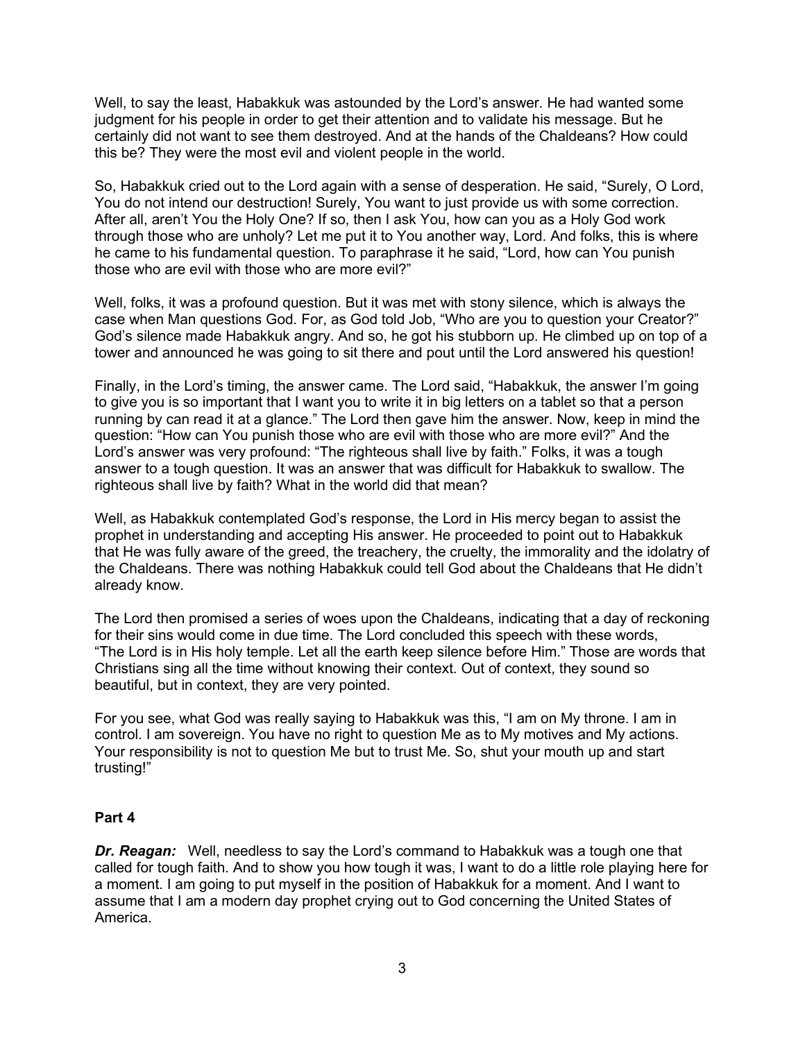Well, to say the least, Habakkuk was astounded by the Lord's answer. He had wanted some judgment for his people in order to get their attention and to validate his message. But he certainly did not want to see them destroyed. And at the hands of the Chaldeans? How could this be? They were the most evil and violent people in the world.

So, Habakkuk cried out to the Lord again with a sense of desperation. He said, "Surely, O Lord, You do not intend our destruction! Surely, You want to just provide us with some correction. After all, aren't You the Holy One? If so, then I ask You, how can you as a Holy God work through those who are unholy? Let me put it to You another way, Lord. And folks, this is where he came to his fundamental question. To paraphrase it he said, "Lord, how can You punish those who are evil with those who are more evil?"

Well, folks, it was a profound question. But it was met with stony silence, which is always the case when Man questions God. For, as God told Job, "Who are you to question your Creator?" God's silence made Habakkuk angry. And so, he got his stubborn up. He climbed up on top of a tower and announced he was going to sit there and pout until the Lord answered his question!

Finally, in the Lord's timing, the answer came. The Lord said, "Habakkuk, the answer I'm going to give you is so important that I want you to write it in big letters on a tablet so that a person running by can read it at a glance." The Lord then gave him the answer. Now, keep in mind the question: "How can You punish those who are evil with those who are more evil?" And the Lord's answer was very profound: "The righteous shall live by faith." Folks, it was a tough answer to a tough question. It was an answer that was difficult for Habakkuk to swallow. The righteous shall live by faith? What in the world did that mean?

Well, as Habakkuk contemplated God's response, the Lord in His mercy began to assist the prophet in understanding and accepting His answer. He proceeded to point out to Habakkuk that He was fully aware of the greed, the treachery, the cruelty, the immorality and the idolatry of the Chaldeans. There was nothing Habakkuk could tell God about the Chaldeans that He didn't already know.

The Lord then promised a series of woes upon the Chaldeans, indicating that a day of reckoning for their sins would come in due time. The Lord concluded this speech with these words, "The Lord is in His holy temple. Let all the earth keep silence before Him." Those are words that Christians sing all the time without knowing their context. Out of context, they sound so beautiful, but in context, they are very pointed.

For you see, what God was really saying to Habakkuk was this, "I am on My throne. I am in control. I am sovereign. You have no right to question Me as to My motives and My actions. Your responsibility is not to question Me but to trust Me. So, shut your mouth up and start trusting!"

**Part 4**

***Dr. Reagan:*** Well, needless to say the Lord's command to Habakkuk was a tough one that called for tough faith. And to show you how tough it was, I want to do a little role playing here for a moment. I am going to put myself in the position of Habakkuk for a moment. And I want to assume that I am a modern day prophet crying out to God concerning the United States of America.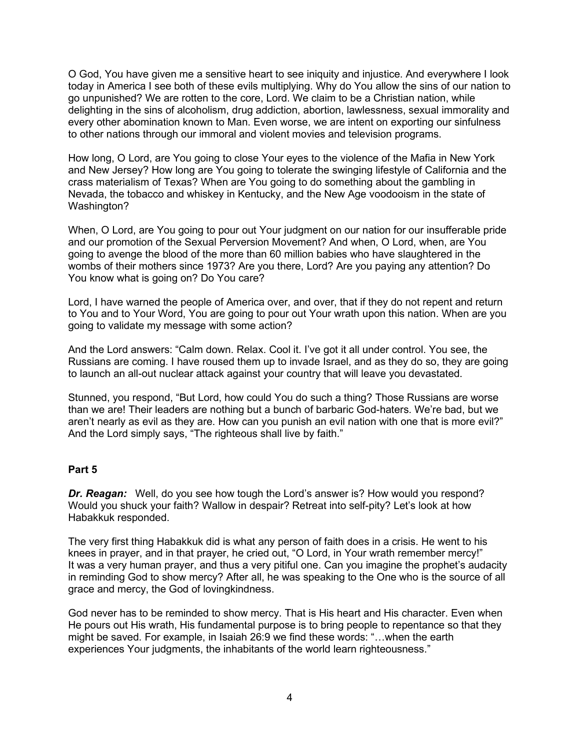O God, You have given me a sensitive heart to see iniquity and injustice. And everywhere I look today in America I see both of these evils multiplying. Why do You allow the sins of our nation to go unpunished? We are rotten to the core, Lord. We claim to be a Christian nation, while delighting in the sins of alcoholism, drug addiction, abortion, lawlessness, sexual immorality and every other abomination known to Man. Even worse, we are intent on exporting our sinfulness to other nations through our immoral and violent movies and television programs.

How long, O Lord, are You going to close Your eyes to the violence of the Mafia in New York and New Jersey? How long are You going to tolerate the swinging lifestyle of California and the crass materialism of Texas? When are You going to do something about the gambling in Nevada, the tobacco and whiskey in Kentucky, and the New Age voodooism in the state of Washington?

When, O Lord, are You going to pour out Your judgment on our nation for our insufferable pride and our promotion of the Sexual Perversion Movement? And when, O Lord, when, are You going to avenge the blood of the more than 60 million babies who have slaughtered in the wombs of their mothers since 1973? Are you there, Lord? Are you paying any attention? Do You know what is going on? Do You care?

Lord, I have warned the people of America over, and over, that if they do not repent and return to You and to Your Word, You are going to pour out Your wrath upon this nation. When are you going to validate my message with some action?

And the Lord answers: "Calm down. Relax. Cool it. I've got it all under control. You see, the Russians are coming. I have roused them up to invade Israel, and as they do so, they are going to launch an all-out nuclear attack against your country that will leave you devastated.

Stunned, you respond, "But Lord, how could You do such a thing? Those Russians are worse than we are! Their leaders are nothing but a bunch of barbaric God-haters. We're bad, but we aren't nearly as evil as they are. How can you punish an evil nation with one that is more evil?" And the Lord simply says, "The righteous shall live by faith."

**Part 5**

***Dr. Reagan:*** Well, do you see how tough the Lord's answer is? How would you respond? Would you shuck your faith? Wallow in despair? Retreat into self-pity? Let's look at how Habakkuk responded.

The very first thing Habakkuk did is what any person of faith does in a crisis. He went to his knees in prayer, and in that prayer, he cried out, "O Lord, in Your wrath remember mercy!" It was a very human prayer, and thus a very pitiful one. Can you imagine the prophet's audacity in reminding God to show mercy? After all, he was speaking to the One who is the source of all grace and mercy, the God of lovingkindness.

God never has to be reminded to show mercy. That is His heart and His character. Even when He pours out His wrath, His fundamental purpose is to bring people to repentance so that they might be saved. For example, in Isaiah 26:9 we find these words: "…when the earth experiences Your judgments, the inhabitants of the world learn righteousness."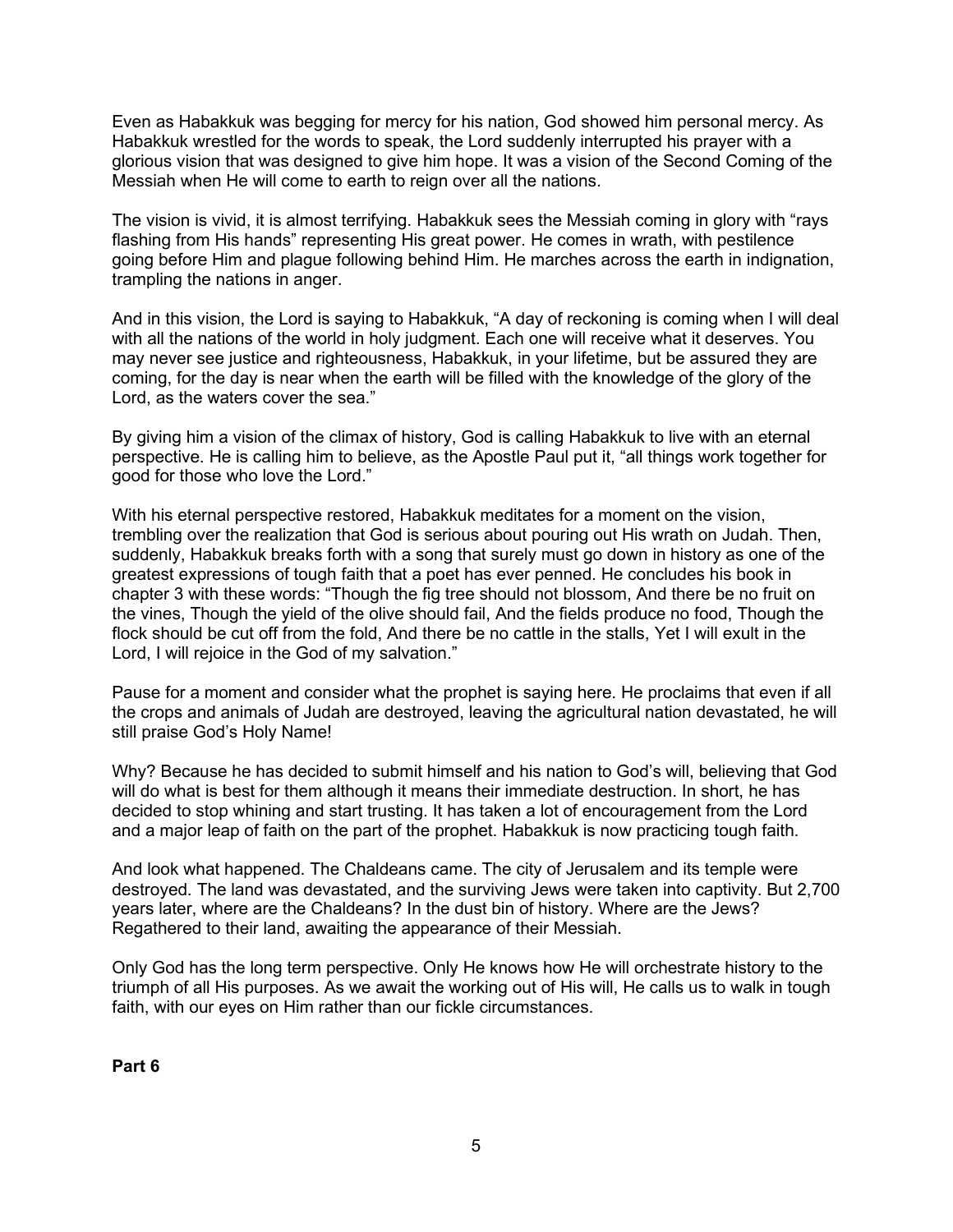Even as Habakkuk was begging for mercy for his nation, God showed him personal mercy. As Habakkuk wrestled for the words to speak, the Lord suddenly interrupted his prayer with a glorious vision that was designed to give him hope. It was a vision of the Second Coming of the Messiah when He will come to earth to reign over all the nations.

The vision is vivid, it is almost terrifying. Habakkuk sees the Messiah coming in glory with "rays flashing from His hands" representing His great power. He comes in wrath, with pestilence going before Him and plague following behind Him. He marches across the earth in indignation, trampling the nations in anger.

And in this vision, the Lord is saying to Habakkuk, "A day of reckoning is coming when I will deal with all the nations of the world in holy judgment. Each one will receive what it deserves. You may never see justice and righteousness, Habakkuk, in your lifetime, but be assured they are coming, for the day is near when the earth will be filled with the knowledge of the glory of the Lord, as the waters cover the sea."

By giving him a vision of the climax of history, God is calling Habakkuk to live with an eternal perspective. He is calling him to believe, as the Apostle Paul put it, "all things work together for good for those who love the Lord."

With his eternal perspective restored, Habakkuk meditates for a moment on the vision, trembling over the realization that God is serious about pouring out His wrath on Judah. Then, suddenly, Habakkuk breaks forth with a song that surely must go down in history as one of the greatest expressions of tough faith that a poet has ever penned. He concludes his book in chapter 3 with these words: "Though the fig tree should not blossom, And there be no fruit on the vines, Though the yield of the olive should fail, And the fields produce no food, Though the flock should be cut off from the fold, And there be no cattle in the stalls, Yet I will exult in the Lord, I will rejoice in the God of my salvation."

Pause for a moment and consider what the prophet is saying here. He proclaims that even if all the crops and animals of Judah are destroyed, leaving the agricultural nation devastated, he will still praise God's Holy Name!

Why? Because he has decided to submit himself and his nation to God's will, believing that God will do what is best for them although it means their immediate destruction. In short, he has decided to stop whining and start trusting. It has taken a lot of encouragement from the Lord and a major leap of faith on the part of the prophet. Habakkuk is now practicing tough faith.

And look what happened. The Chaldeans came. The city of Jerusalem and its temple were destroyed. The land was devastated, and the surviving Jews were taken into captivity. But 2,700 years later, where are the Chaldeans? In the dust bin of history. Where are the Jews? Regathered to their land, awaiting the appearance of their Messiah.

Only God has the long term perspective. Only He knows how He will orchestrate history to the triumph of all His purposes. As we await the working out of His will, He calls us to walk in tough faith, with our eyes on Him rather than our fickle circumstances.

**Part 6**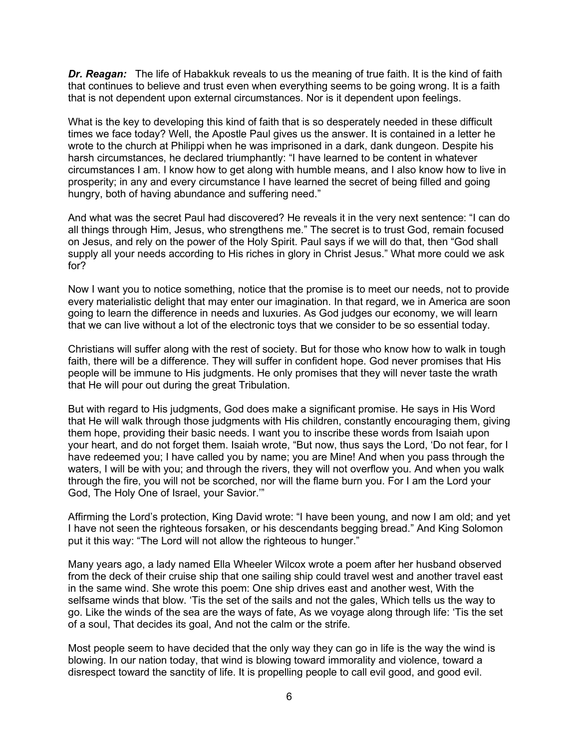***Dr. Reagan:*** The life of Habakkuk reveals to us the meaning of true faith. It is the kind of faith that continues to believe and trust even when everything seems to be going wrong. It is a faith that is not dependent upon external circumstances. Nor is it dependent upon feelings.

What is the key to developing this kind of faith that is so desperately needed in these difficult times we face today? Well, the Apostle Paul gives us the answer. It is contained in a letter he wrote to the church at Philippi when he was imprisoned in a dark, dank dungeon. Despite his harsh circumstances, he declared triumphantly: "I have learned to be content in whatever circumstances I am. I know how to get along with humble means, and I also know how to live in prosperity; in any and every circumstance I have learned the secret of being filled and going hungry, both of having abundance and suffering need."

And what was the secret Paul had discovered? He reveals it in the very next sentence: "I can do all things through Him, Jesus, who strengthens me." The secret is to trust God, remain focused on Jesus, and rely on the power of the Holy Spirit. Paul says if we will do that, then "God shall supply all your needs according to His riches in glory in Christ Jesus." What more could we ask for?

Now I want you to notice something, notice that the promise is to meet our needs, not to provide every materialistic delight that may enter our imagination. In that regard, we in America are soon going to learn the difference in needs and luxuries. As God judges our economy, we will learn that we can live without a lot of the electronic toys that we consider to be so essential today.

Christians will suffer along with the rest of society. But for those who know how to walk in tough faith, there will be a difference. They will suffer in confident hope. God never promises that His people will be immune to His judgments. He only promises that they will never taste the wrath that He will pour out during the great Tribulation.

But with regard to His judgments, God does make a significant promise. He says in His Word that He will walk through those judgments with His children, constantly encouraging them, giving them hope, providing their basic needs. I want you to inscribe these words from Isaiah upon your heart, and do not forget them. Isaiah wrote, "But now, thus says the Lord, 'Do not fear, for I have redeemed you; I have called you by name; you are Mine! And when you pass through the waters, I will be with you; and through the rivers, they will not overflow you. And when you walk through the fire, you will not be scorched, nor will the flame burn you. For I am the Lord your God, The Holy One of Israel, your Savior.'"

Affirming the Lord's protection, King David wrote: "I have been young, and now I am old; and yet I have not seen the righteous forsaken, or his descendants begging bread." And King Solomon put it this way: "The Lord will not allow the righteous to hunger."

Many years ago, a lady named Ella Wheeler Wilcox wrote a poem after her husband observed from the deck of their cruise ship that one sailing ship could travel west and another travel east in the same wind. She wrote this poem: One ship drives east and another west, With the selfsame winds that blow. 'Tis the set of the sails and not the gales, Which tells us the way to go. Like the winds of the sea are the ways of fate, As we voyage along through life: 'Tis the set of a soul, That decides its goal, And not the calm or the strife.

Most people seem to have decided that the only way they can go in life is the way the wind is blowing. In our nation today, that wind is blowing toward immorality and violence, toward a disrespect toward the sanctity of life. It is propelling people to call evil good, and good evil.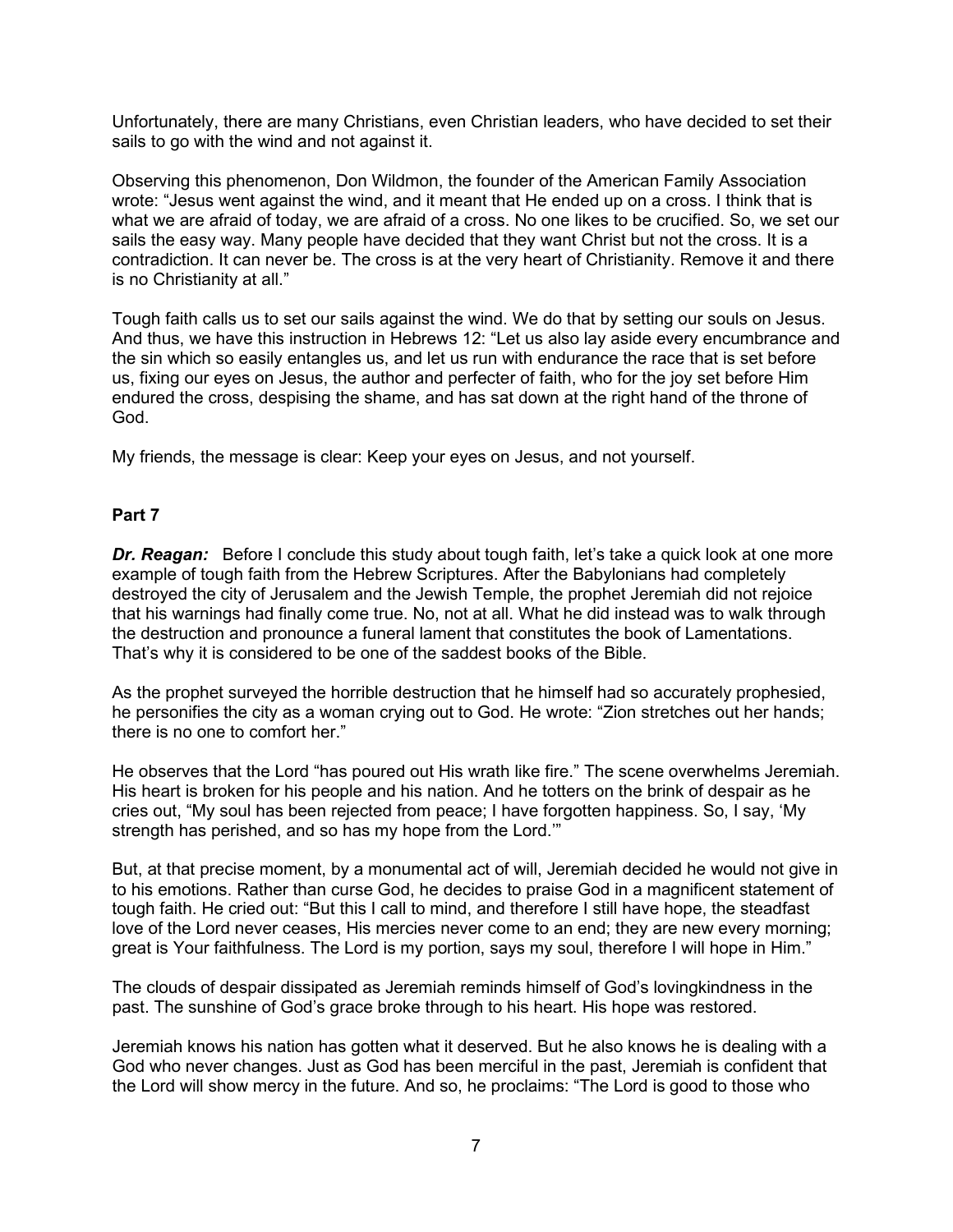Unfortunately, there are many Christians, even Christian leaders, who have decided to set their sails to go with the wind and not against it.

Observing this phenomenon, Don Wildmon, the founder of the American Family Association wrote: "Jesus went against the wind, and it meant that He ended up on a cross. I think that is what we are afraid of today, we are afraid of a cross. No one likes to be crucified. So, we set our sails the easy way. Many people have decided that they want Christ but not the cross. It is a contradiction. It can never be. The cross is at the very heart of Christianity. Remove it and there is no Christianity at all."

Tough faith calls us to set our sails against the wind. We do that by setting our souls on Jesus. And thus, we have this instruction in Hebrews 12: "Let us also lay aside every encumbrance and the sin which so easily entangles us, and let us run with endurance the race that is set before us, fixing our eyes on Jesus, the author and perfecter of faith, who for the joy set before Him endured the cross, despising the shame, and has sat down at the right hand of the throne of God.

My friends, the message is clear: Keep your eyes on Jesus, and not yourself.

**Part 7**

***Dr. Reagan:*** Before I conclude this study about tough faith, let's take a quick look at one more example of tough faith from the Hebrew Scriptures. After the Babylonians had completely destroyed the city of Jerusalem and the Jewish Temple, the prophet Jeremiah did not rejoice that his warnings had finally come true. No, not at all. What he did instead was to walk through the destruction and pronounce a funeral lament that constitutes the book of Lamentations. That's why it is considered to be one of the saddest books of the Bible.

As the prophet surveyed the horrible destruction that he himself had so accurately prophesied, he personifies the city as a woman crying out to God. He wrote: "Zion stretches out her hands; there is no one to comfort her."

He observes that the Lord "has poured out His wrath like fire." The scene overwhelms Jeremiah. His heart is broken for his people and his nation. And he totters on the brink of despair as he cries out, "My soul has been rejected from peace; I have forgotten happiness. So, I say, 'My strength has perished, and so has my hope from the Lord.'"

But, at that precise moment, by a monumental act of will, Jeremiah decided he would not give in to his emotions. Rather than curse God, he decides to praise God in a magnificent statement of tough faith. He cried out: "But this I call to mind, and therefore I still have hope, the steadfast love of the Lord never ceases, His mercies never come to an end; they are new every morning; great is Your faithfulness. The Lord is my portion, says my soul, therefore I will hope in Him."

The clouds of despair dissipated as Jeremiah reminds himself of God's lovingkindness in the past. The sunshine of God's grace broke through to his heart. His hope was restored.

Jeremiah knows his nation has gotten what it deserved. But he also knows he is dealing with a God who never changes. Just as God has been merciful in the past, Jeremiah is confident that the Lord will show mercy in the future. And so, he proclaims: "The Lord is good to those who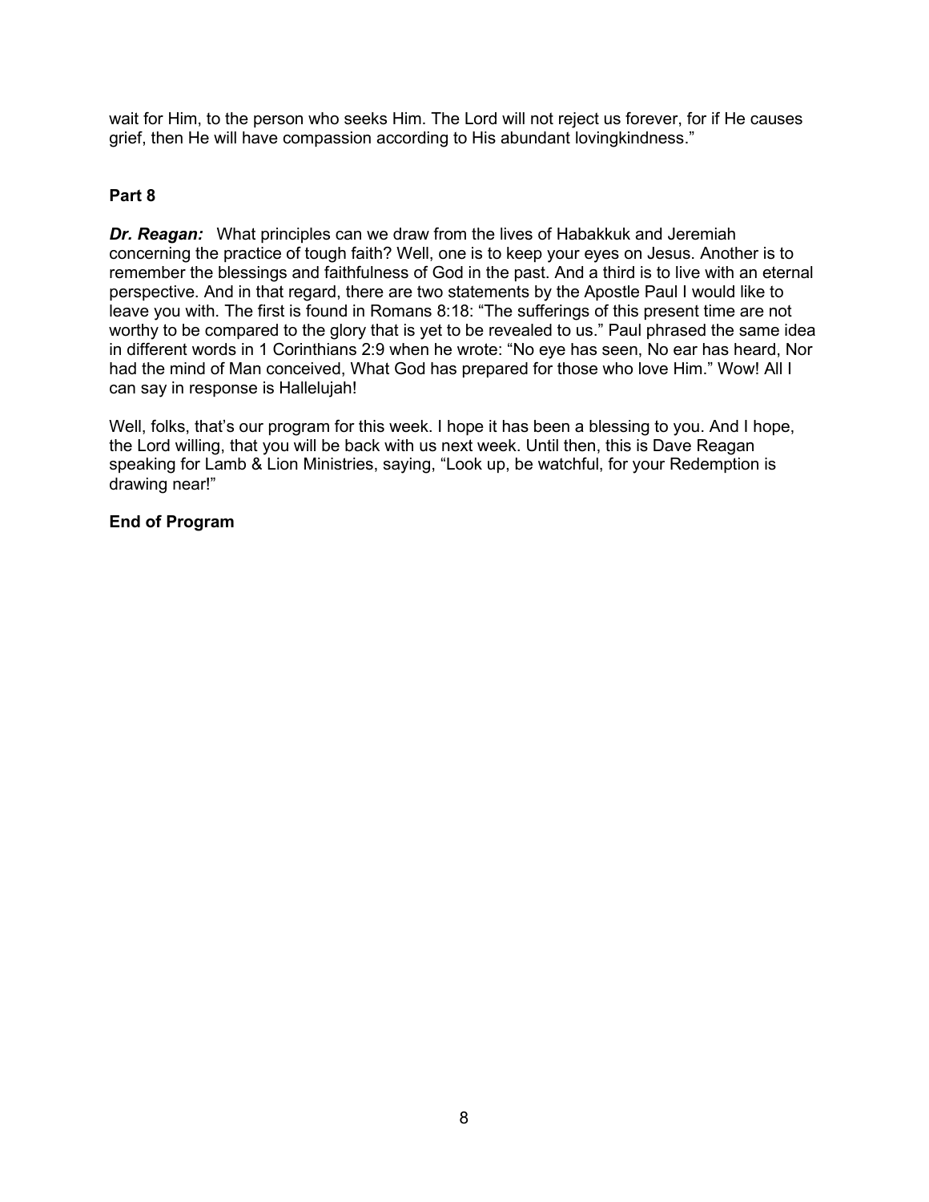wait for Him, to the person who seeks Him. The Lord will not reject us forever, for if He causes grief, then He will have compassion according to His abundant lovingkindness."

**Part 8**

***Dr. Reagan:*** What principles can we draw from the lives of Habakkuk and Jeremiah concerning the practice of tough faith? Well, one is to keep your eyes on Jesus. Another is to remember the blessings and faithfulness of God in the past. And a third is to live with an eternal perspective. And in that regard, there are two statements by the Apostle Paul I would like to leave you with. The first is found in Romans 8:18: "The sufferings of this present time are not worthy to be compared to the glory that is yet to be revealed to us." Paul phrased the same idea in different words in 1 Corinthians 2:9 when he wrote: "No eye has seen, No ear has heard, Nor had the mind of Man conceived, What God has prepared for those who love Him." Wow! All I can say in response is Hallelujah!

Well, folks, that's our program for this week. I hope it has been a blessing to you. And I hope, the Lord willing, that you will be back with us next week. Until then, this is Dave Reagan speaking for Lamb & Lion Ministries, saying, "Look up, be watchful, for your Redemption is drawing near!"

**End of Program**